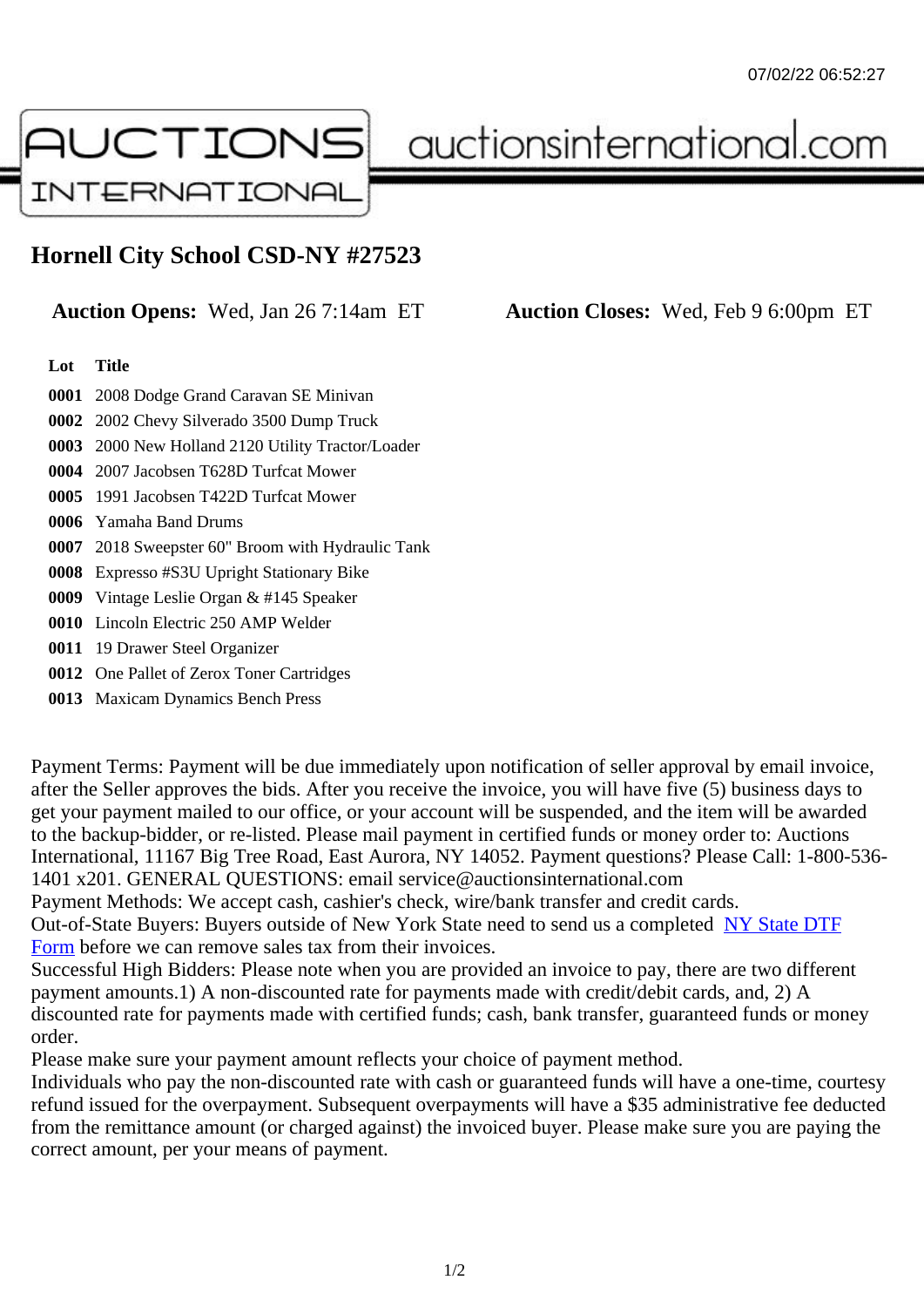AUCTIONS INTERNATIONAL auctionsinternational.com

# Hornell City School CSD-NY #27523

**Auction Opens:** Wed, Jan 26 7:14am ET **Auction Closes:** Wed, Feb 9 6:00pm ET

| Lot | Title |
| --- | --- |
| **0001** | 2008 Dodge Grand Caravan SE Minivan |
| **0002** | 2002 Chevy Silverado 3500 Dump Truck |
| **0003** | 2000 New Holland 2120 Utility Tractor/Loader |
| **0004** | 2007 Jacobsen T628D Turfcat Mower |
| **0005** | 1991 Jacobsen T422D Turfcat Mower |
| **0006** | Yamaha Band Drums |
| **0007** | 2018 Sweepster 60" Broom with Hydraulic Tank |
| **0008** | Expresso #S3U Upright Stationary Bike |
| **0009** | Vintage Leslie Organ & #145 Speaker |
| **0010** | Lincoln Electric 250 AMP Welder |
| **0011** | 19 Drawer Steel Organizer |
| **0012** | One Pallet of Zerox Toner Cartridges |
| **0013** | Maxicam Dynamics Bench Press |

Payment Terms: Payment will be due immediately upon notification of seller approval by email invoice, after the Seller approves the bids. After you receive the invoice, you will have five (5) business days to get your payment mailed to our office, or your account will be suspended, and the item will be awarded to the backup-bidder, or re-listed. Please mail payment in certified funds or money order to: Auctions International, 11167 Big Tree Road, East Aurora, NY 14052. Payment questions? Please Call: 1-800-536-1401 x201. GENERAL QUESTIONS: email service@auctionsinternational.com
Payment Methods: We accept cash, cashier's check, wire/bank transfer and credit cards.
Out-of-State Buyers: Buyers outside of New York State need to send us a completed NY State DTF Form before we can remove sales tax from their invoices.
Successful High Bidders: Please note when you are provided an invoice to pay, there are two different payment amounts.1) A non-discounted rate for payments made with credit/debit cards, and, 2) A discounted rate for payments made with certified funds; cash, bank transfer, guaranteed funds or money order.
Please make sure your payment amount reflects your choice of payment method.
Individuals who pay the non-discounted rate with cash or guaranteed funds will have a one-time, courtesy refund issued for the overpayment. Subsequent overpayments will have a $35 administrative fee deducted from the remittance amount (or charged against) the invoiced buyer. Please make sure you are paying the correct amount, per your means of payment.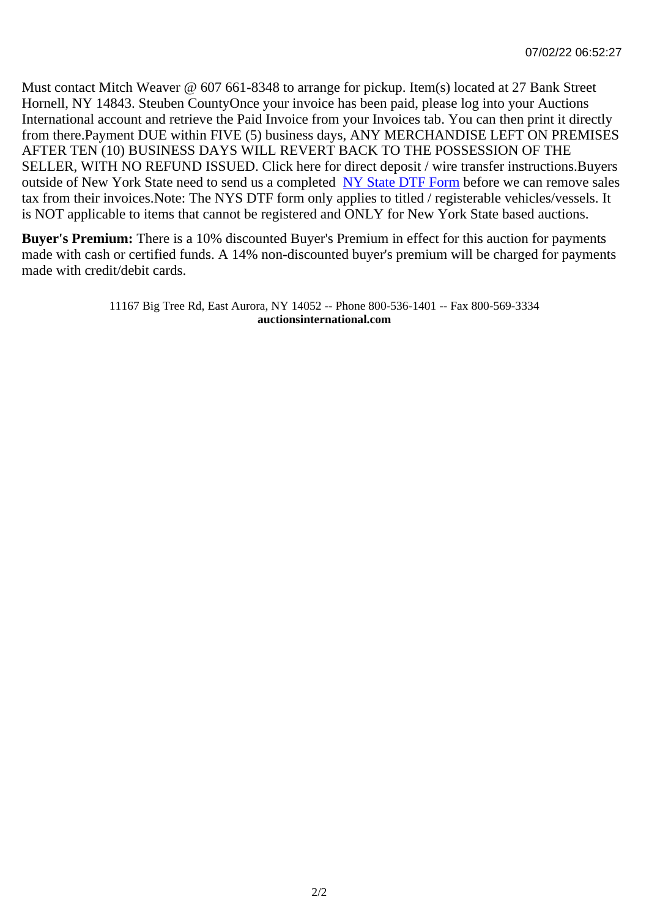Must contact Mitch Weaver @ 607 661-8348 to arrange for pickup. Item(s) located at 27 Bank Street Hornell, NY 14843. Steuben CountyOnce your invoice has been paid, please log into your Auctions International account and retrieve the Paid Invoice from your Invoices tab. You can then print it directly from there.Payment DUE within FIVE (5) business days, ANY MERCHANDISE LEFT ON PREMISES AFTER TEN (10) BUSINESS DAYS WILL REVERT BACK TO THE POSSESSION OF THE SELLER, WITH NO REFUND ISSUED. Click here for direct deposit / wire transfer instructions.Buyers outside of New York State need to send us a completed NY State DTF Form before we can remove sales tax from their invoices.Note: The NYS DTF form only applies to titled / registerable vehicles/vessels. It is NOT applicable to items that cannot be registered and ONLY for New York State based auctions.

**Buyer's Premium:** There is a 10% discounted Buyer's Premium in effect for this auction for payments made with cash or certified funds. A 14% non-discounted buyer's premium will be charged for payments made with credit/debit cards.

11167 Big Tree Rd, East Aurora, NY 14052 -- Phone 800-536-1401 -- Fax 800-569-3334
**auctionsinternational.com**